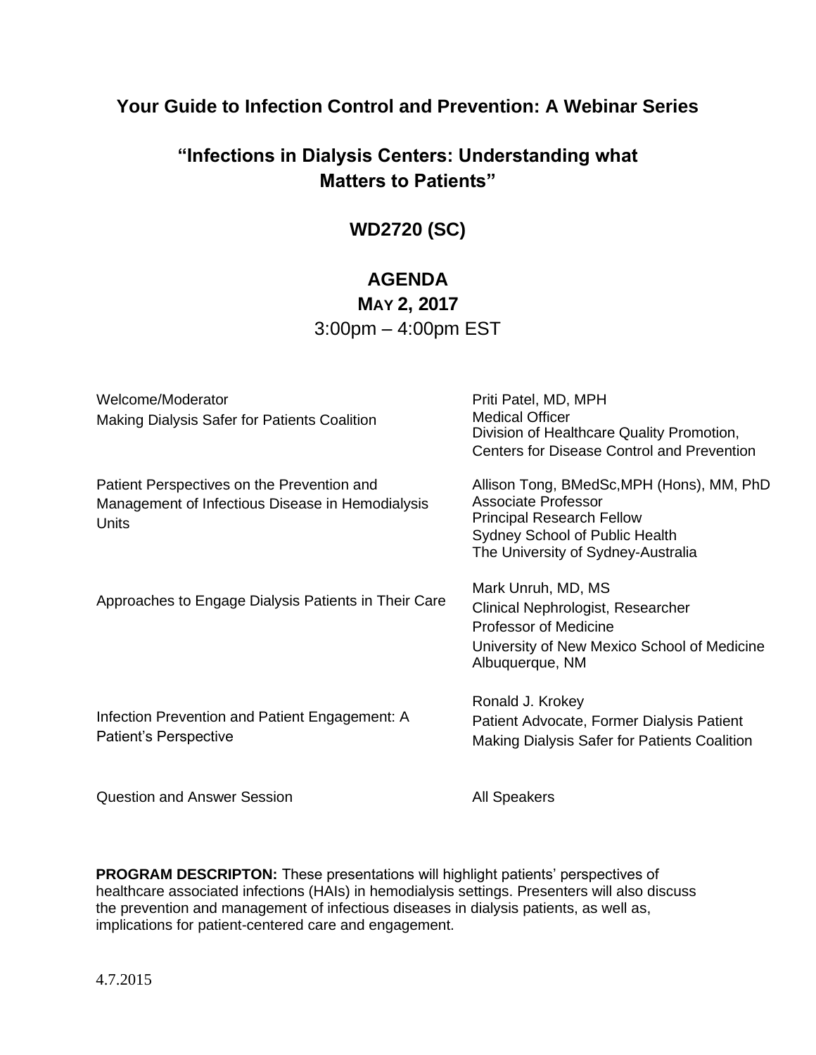# Your Guide to Infection Control and Prevention: A Webinar Series

## "Infections in Dialysis Centers: Understanding what Matters to Patients"

## WD2720 (SC)

## AGENDA

**MAY 2, 2017**

3:00pm – 4:00pm EST

| | |
|---|---|
| Welcome/Moderator<br>Making Dialysis Safer for Patients Coalition | Priti Patel, MD, MPH<br>Medical Officer<br>Division of Healthcare Quality Promotion,<br>Centers for Disease Control and Prevention |
| Patient Perspectives on the Prevention and Management of Infectious Disease in Hemodialysis Units | Allison Tong, BMedSc,MPH (Hons), MM, PhD<br>Associate Professor<br>Principal Research Fellow<br>Sydney School of Public Health<br>The University of Sydney-Australia |
| Approaches to Engage Dialysis Patients in Their Care | Mark Unruh, MD, MS<br>Clinical Nephrologist, Researcher<br>Professor of Medicine<br>University of New Mexico School of Medicine<br>Albuquerque, NM |
| Infection Prevention and Patient Engagement: A Patient's Perspective | Ronald J. Krokey<br>Patient Advocate, Former Dialysis Patient<br>Making Dialysis Safer for Patients Coalition |
| Question and Answer Session | All Speakers |

**PROGRAM DESCRIPTON:** These presentations will highlight patients' perspectives of healthcare associated infections (HAIs) in hemodialysis settings. Presenters will also discuss the prevention and management of infectious diseases in dialysis patients, as well as, implications for patient-centered care and engagement.

4.7.2015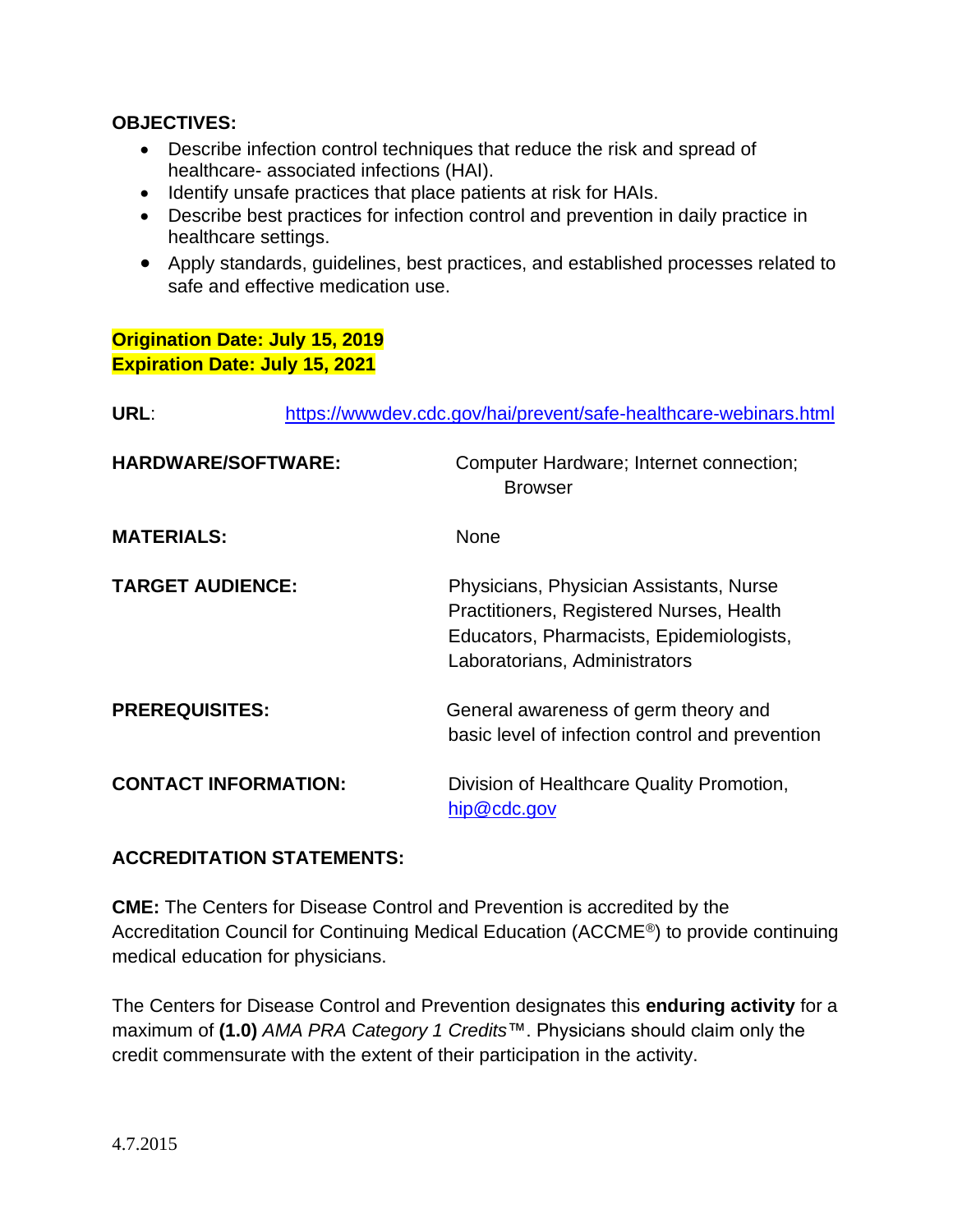**OBJECTIVES:**

- Describe infection control techniques that reduce the risk and spread of healthcare- associated infections (HAI).
- Identify unsafe practices that place patients at risk for HAIs.
- Describe best practices for infection control and prevention in daily practice in healthcare settings.
- Apply standards, guidelines, best practices, and established processes related to safe and effective medication use.

**Origination Date: July 15, 2019**
**Expiration Date: July 15, 2021**

**URL**: https://wwwdev.cdc.gov/hai/prevent/safe-healthcare-webinars.html

**HARDWARE/SOFTWARE:** Computer Hardware; Internet connection; Browser

**MATERIALS:** None

**TARGET AUDIENCE:** Physicians, Physician Assistants, Nurse Practitioners, Registered Nurses, Health Educators, Pharmacists, Epidemiologists, Laboratorians, Administrators

**PREREQUISITES:** General awareness of germ theory and basic level of infection control and prevention

**CONTACT INFORMATION:** Division of Healthcare Quality Promotion, hip@cdc.gov

**ACCREDITATION STATEMENTS:**

**CME:** The Centers for Disease Control and Prevention is accredited by the Accreditation Council for Continuing Medical Education (ACCME®) to provide continuing medical education for physicians.

The Centers for Disease Control and Prevention designates this **enduring activity** for a maximum of **(1.0)** *AMA PRA Category 1 Credits*™. Physicians should claim only the credit commensurate with the extent of their participation in the activity.

4.7.2015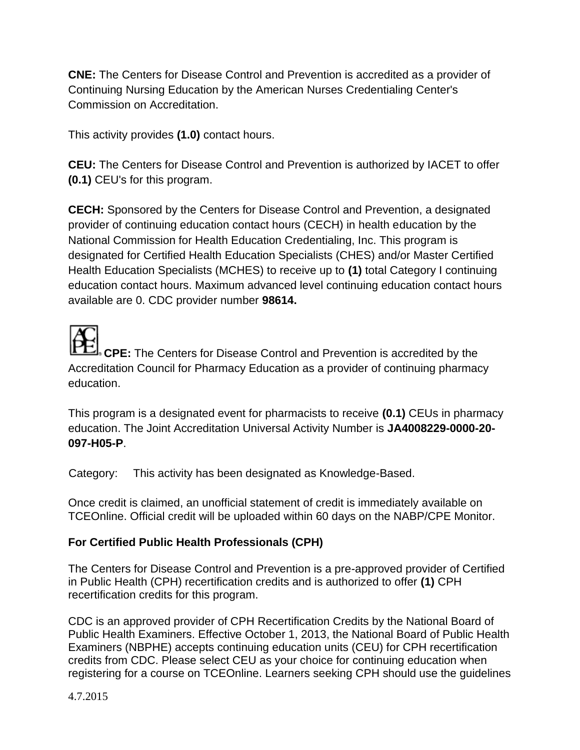**CNE:** The Centers for Disease Control and Prevention is accredited as a provider of Continuing Nursing Education by the American Nurses Credentialing Center's Commission on Accreditation.

This activity provides **(1.0)** contact hours.

**CEU:** The Centers for Disease Control and Prevention is authorized by IACET to offer **(0.1)** CEU's for this program.

**CECH:** Sponsored by the Centers for Disease Control and Prevention, a designated provider of continuing education contact hours (CECH) in health education by the National Commission for Health Education Credentialing, Inc. This program is designated for Certified Health Education Specialists (CHES) and/or Master Certified Health Education Specialists (MCHES) to receive up to **(1)** total Category I continuing education contact hours. Maximum advanced level continuing education contact hours available are 0. CDC provider number **98614.**

**CPE:** The Centers for Disease Control and Prevention is accredited by the Accreditation Council for Pharmacy Education as a provider of continuing pharmacy education.

This program is a designated event for pharmacists to receive **(0.1)** CEUs in pharmacy education. The Joint Accreditation Universal Activity Number is **JA4008229-0000-20-097-H05-P**.

Category: This activity has been designated as Knowledge-Based.

Once credit is claimed, an unofficial statement of credit is immediately available on TCEOnline. Official credit will be uploaded within 60 days on the NABP/CPE Monitor.

**For Certified Public Health Professionals (CPH)**

The Centers for Disease Control and Prevention is a pre-approved provider of Certified in Public Health (CPH) recertification credits and is authorized to offer **(1)** CPH recertification credits for this program.

CDC is an approved provider of CPH Recertification Credits by the National Board of Public Health Examiners. Effective October 1, 2013, the National Board of Public Health Examiners (NBPHE) accepts continuing education units (CEU) for CPH recertification credits from CDC. Please select CEU as your choice for continuing education when registering for a course on TCEOnline. Learners seeking CPH should use the guidelines

4.7.2015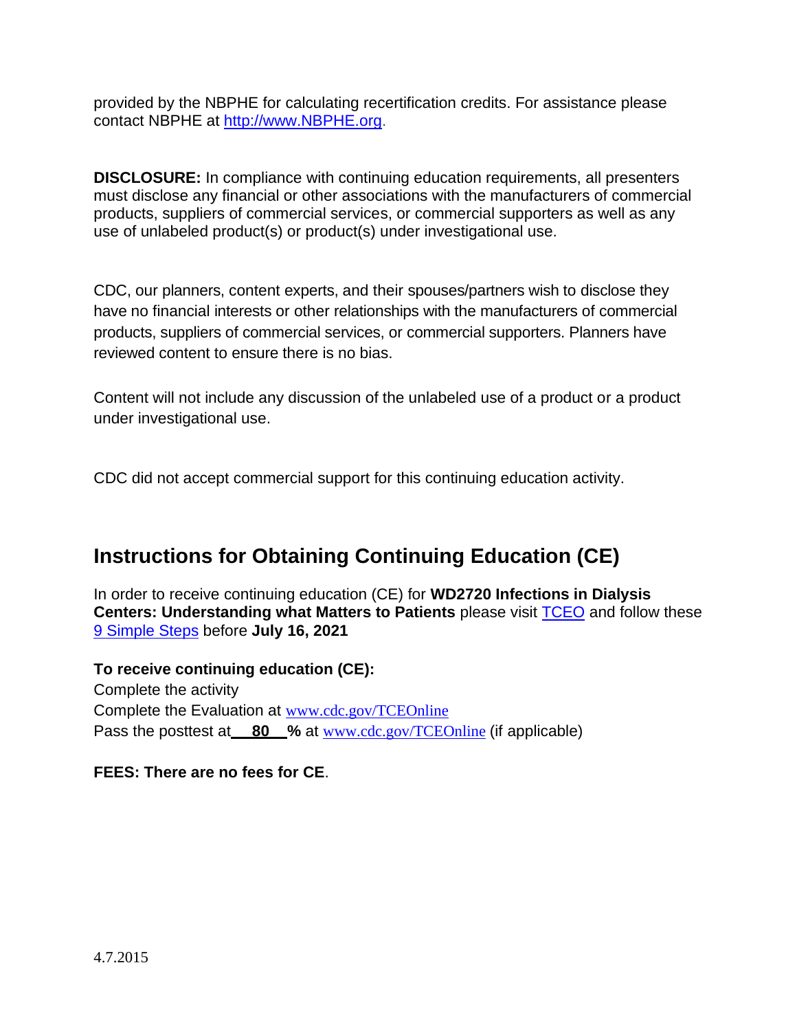provided by the NBPHE for calculating recertification credits. For assistance please contact NBPHE at http://www.NBPHE.org.

**DISCLOSURE:** In compliance with continuing education requirements, all presenters must disclose any financial or other associations with the manufacturers of commercial products, suppliers of commercial services, or commercial supporters as well as any use of unlabeled product(s) or product(s) under investigational use.

CDC, our planners, content experts, and their spouses/partners wish to disclose they have no financial interests or other relationships with the manufacturers of commercial products, suppliers of commercial services, or commercial supporters. Planners have reviewed content to ensure there is no bias.

Content will not include any discussion of the unlabeled use of a product or a product under investigational use.

CDC did not accept commercial support for this continuing education activity.

## Instructions for Obtaining Continuing Education (CE)

In order to receive continuing education (CE) for **WD2720 Infections in Dialysis Centers: Understanding what Matters to Patients** please visit TCEO and follow these 9 Simple Steps before **July 16, 2021**

**To receive continuing education (CE):**
Complete the activity
Complete the Evaluation at www.cdc.gov/TCEOnline
Pass the posttest at **80 %** at www.cdc.gov/TCEOnline (if applicable)

**FEES: There are no fees for CE**.

4.7.2015